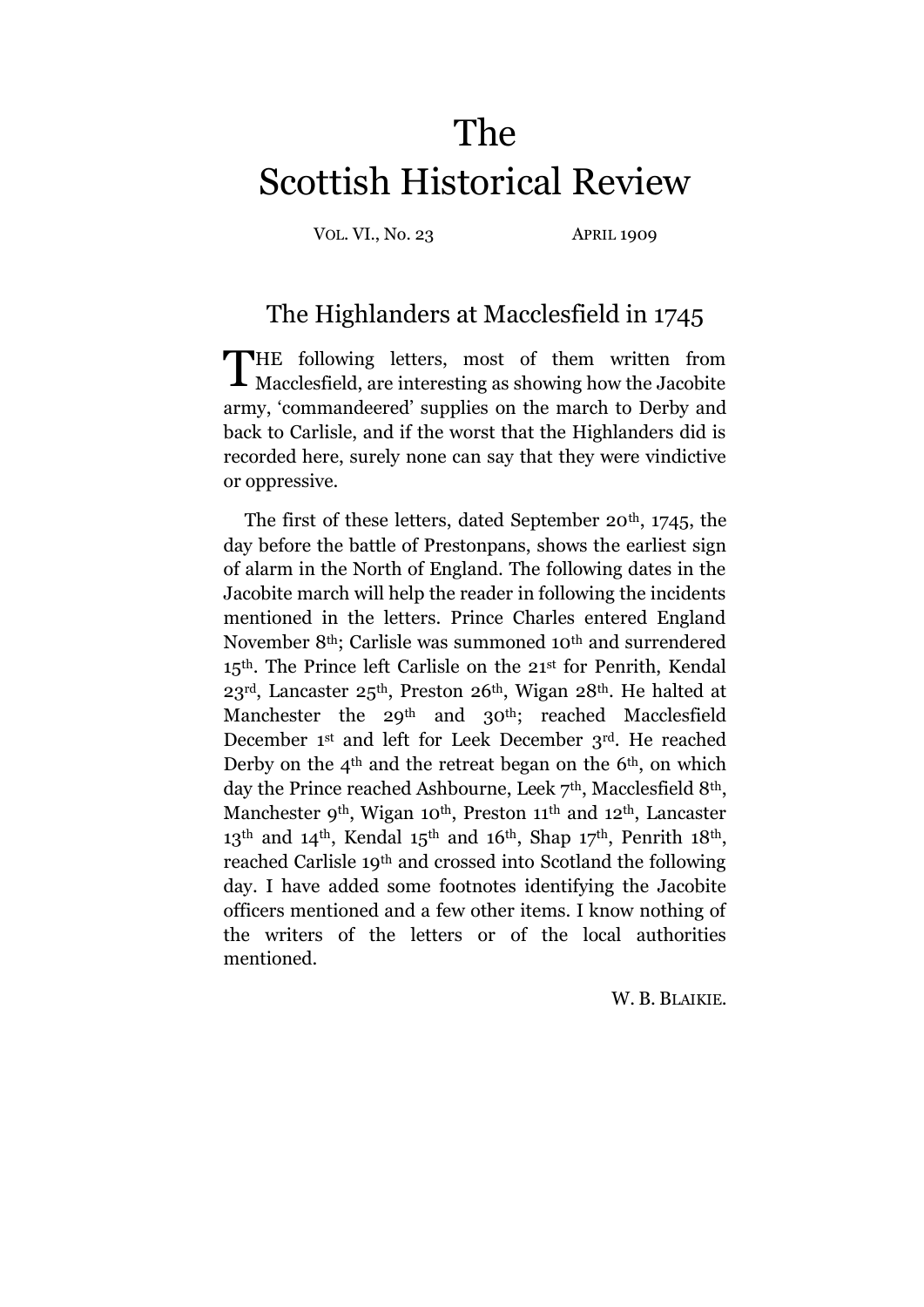# The Scottish Historical Review

VOL. VI., No. 23 APRIL 1909

## The Highlanders at Macclesfield in 1745

THE following letters, most of them written from Macclesfield, are interesting as showing how the Jacobite army, 'commandeered' supplies on the march to Derby and back to Carlisle, and if the worst that the Highlanders did is recorded here, surely none can say that they were vindictive or oppressive.

The first of these letters, dated September 20th, 1745, the day before the battle of Prestonpans, shows the earliest sign of alarm in the North of England. The following dates in the Jacobite march will help the reader in following the incidents mentioned in the letters. Prince Charles entered England November 8th; Carlisle was summoned 10th and surrendered 15th. The Prince left Carlisle on the 21st for Penrith, Kendal 23rd, Lancaster 25th, Preston 26th, Wigan 28th. He halted at Manchester the 29th and 30th; reached Macclesfield December 1st and left for Leek December 3rd. He reached Derby on the 4th and the retreat began on the 6th, on which day the Prince reached Ashbourne, Leek 7th, Macclesfield 8th, Manchester 9th, Wigan 10th, Preston 11th and 12th, Lancaster 13th and 14th, Kendal 15th and 16th, Shap 17th, Penrith 18th, reached Carlisle 19th and crossed into Scotland the following day. I have added some footnotes identifying the Jacobite officers mentioned and a few other items. I know nothing of the writers of the letters or of the local authorities mentioned.

W. B. BLAIKIE.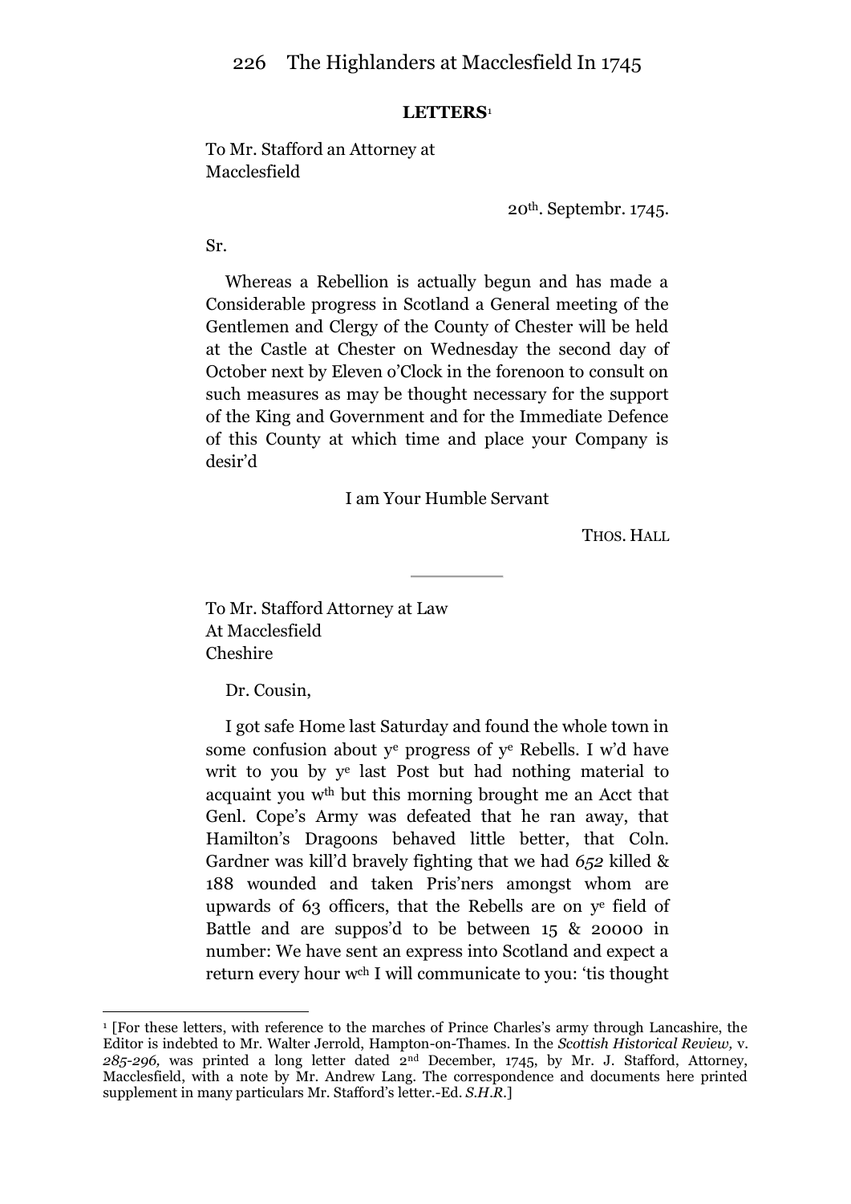**LETTERS**[1]

To Mr. Stafford an Attorney at Macclesfield

20th. Septembr. 1745.

Sr.

Whereas a Rebellion is actually begun and has made a Considerable progress in Scotland a General meeting of the Gentlemen and Clergy of the County of Chester will be held at the Castle at Chester on Wednesday the second day of October next by Eleven o'Clock in the forenoon to consult on such measures as may be thought necessary for the support of the King and Government and for the Immediate Defence of this County at which time and place your Company is desir'd

I am Your Humble Servant

THOS. HALL

---

To Mr. Stafford Attorney at Law
At Macclesfield
Cheshire

Dr. Cousin,

I got safe Home last Saturday and found the whole town in some confusion about ye progress of ye Rebells. I w'd have writ to you by ye last Post but had nothing material to acquaint you wth but this morning brought me an Acct that Genl. Cope's Army was defeated that he ran away, that Hamilton's Dragoons behaved little better, that Coln. Gardner was kill'd bravely fighting that we had *652* killed & 188 wounded and taken Pris'ners amongst whom are upwards of 63 officers, that the Rebells are on ye field of Battle and are suppos'd to be between 15 & 20000 in number: We have sent an express into Scotland and expect a return every hour wch I will communicate to you: 'tis thought

[1] [For these letters, with reference to the marches of Prince Charles's army through Lancashire, the Editor is indebted to Mr. Walter Jerrold, Hampton-on-Thames. In the *Scottish Historical Review,* v. *285-296,* was printed a long letter dated 2nd December, 1745, by Mr. J. Stafford, Attorney, Macclesfield, with a note by Mr. Andrew Lang. The correspondence and documents here printed supplement in many particulars Mr. Stafford's letter.-Ed. *S.H.R.*]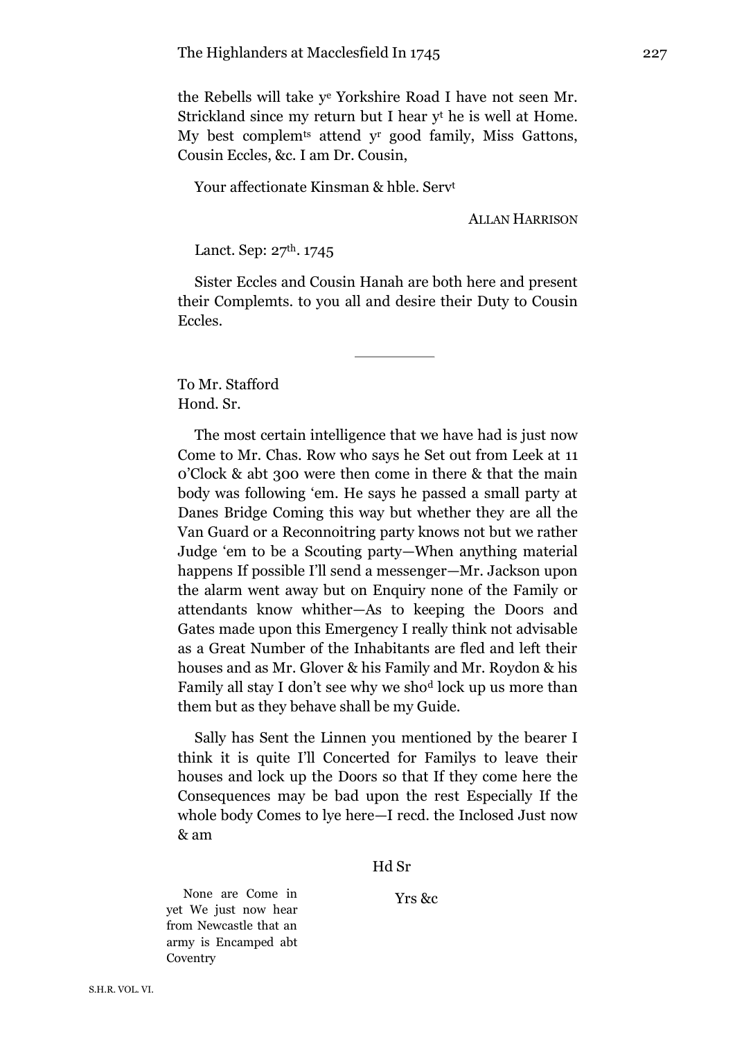the Rebells will take y^e Yorkshire Road I have not seen Mr. Strickland since my return but I hear y^t he is well at Home. My best complem^ts attend y^r good family, Miss Gattons, Cousin Eccles, &c. I am Dr. Cousin,

Your affectionate Kinsman & hble. Serv^t

ALLAN HARRISON

Lanct. Sep: 27^th. 1745

Sister Eccles and Cousin Hanah are both here and present their Complemts. to you all and desire their Duty to Cousin Eccles.

---

To Mr. Stafford
Hond. Sr.

The most certain intelligence that we have had is just now Come to Mr. Chas. Row who says he Set out from Leek at 11 o'Clock & abt 300 were then come in there & that the main body was following 'em. He says he passed a small party at Danes Bridge Coming this way but whether they are all the Van Guard or a Reconnoitring party knows not but we rather Judge 'em to be a Scouting party—When anything material happens If possible I'll send a messenger—Mr. Jackson upon the alarm went away but on Enquiry none of the Family or attendants know whither—As to keeping the Doors and Gates made upon this Emergency I really think not advisable as a Great Number of the Inhabitants are fled and left their houses and as Mr. Glover & his Family and Mr. Roydon & his Family all stay I don't see why we sho^d lock up us more than them but as they behave shall be my Guide.

Sally has Sent the Linnen you mentioned by the bearer I think it is quite I'll Concerted for Familys to leave their houses and lock up the Doors so that If they come here the Consequences may be bad upon the rest Especially If the whole body Comes to lye here—I recd. the Inclosed Just now & am

Hd Sr

Yrs &c

None are Come in yet We just now hear from Newcastle that an army is Encamped abt Coventry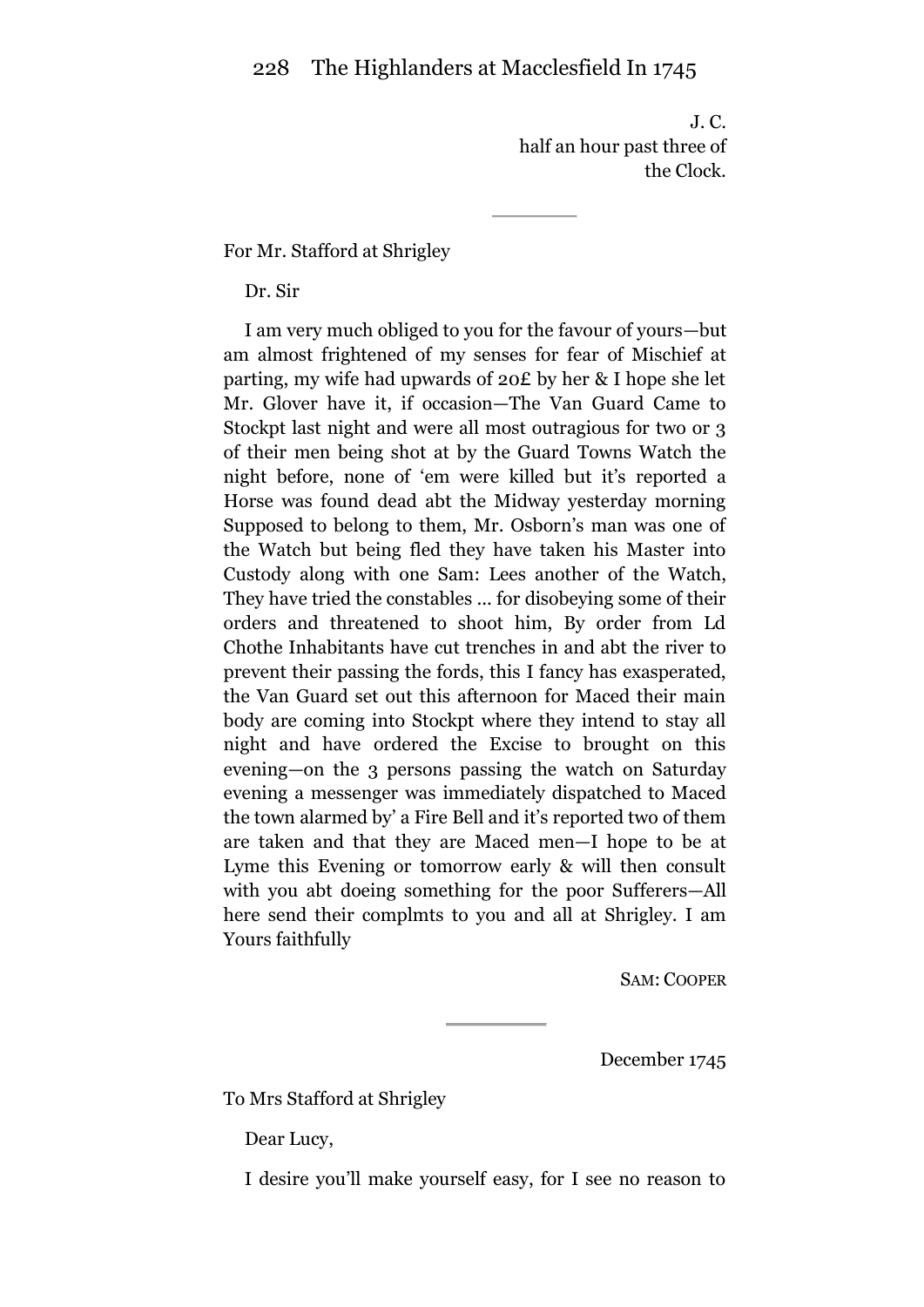J. C.
half an hour past three of
the Clock.

---

For Mr. Stafford at Shrigley

Dr. Sir

I am very much obliged to you for the favour of yours—but am almost frightened of my senses for fear of Mischief at parting, my wife had upwards of 20£ by her & I hope she let Mr. Glover have it, if occasion—The Van Guard Came to Stockpt last night and were all most outragious for two or 3 of their men being shot at by the Guard Towns Watch the night before, none of 'em were killed but it's reported a Horse was found dead abt the Midway yesterday morning Supposed to belong to them, Mr. Osborn's man was one of the Watch but being fled they have taken his Master into Custody along with one Sam: Lees another of the Watch, They have tried the constables ... for disobeying some of their orders and threatened to shoot him, By order from Ld Chothe Inhabitants have cut trenches in and abt the river to prevent their passing the fords, this I fancy has exasperated, the Van Guard set out this afternoon for Maced their main body are coming into Stockpt where they intend to stay all night and have ordered the Excise to brought on this evening—on the 3 persons passing the watch on Saturday evening a messenger was immediately dispatched to Maced the town alarmed by' a Fire Bell and it's reported two of them are taken and that they are Maced men—I hope to be at Lyme this Evening or tomorrow early & will then consult with you abt doeing something for the poor Sufferers—All here send their complmts to you and all at Shrigley. I am Yours faithfully

SAM: COOPER

---

December 1745

To Mrs Stafford at Shrigley

Dear Lucy,

I desire you'll make yourself easy, for I see no reason to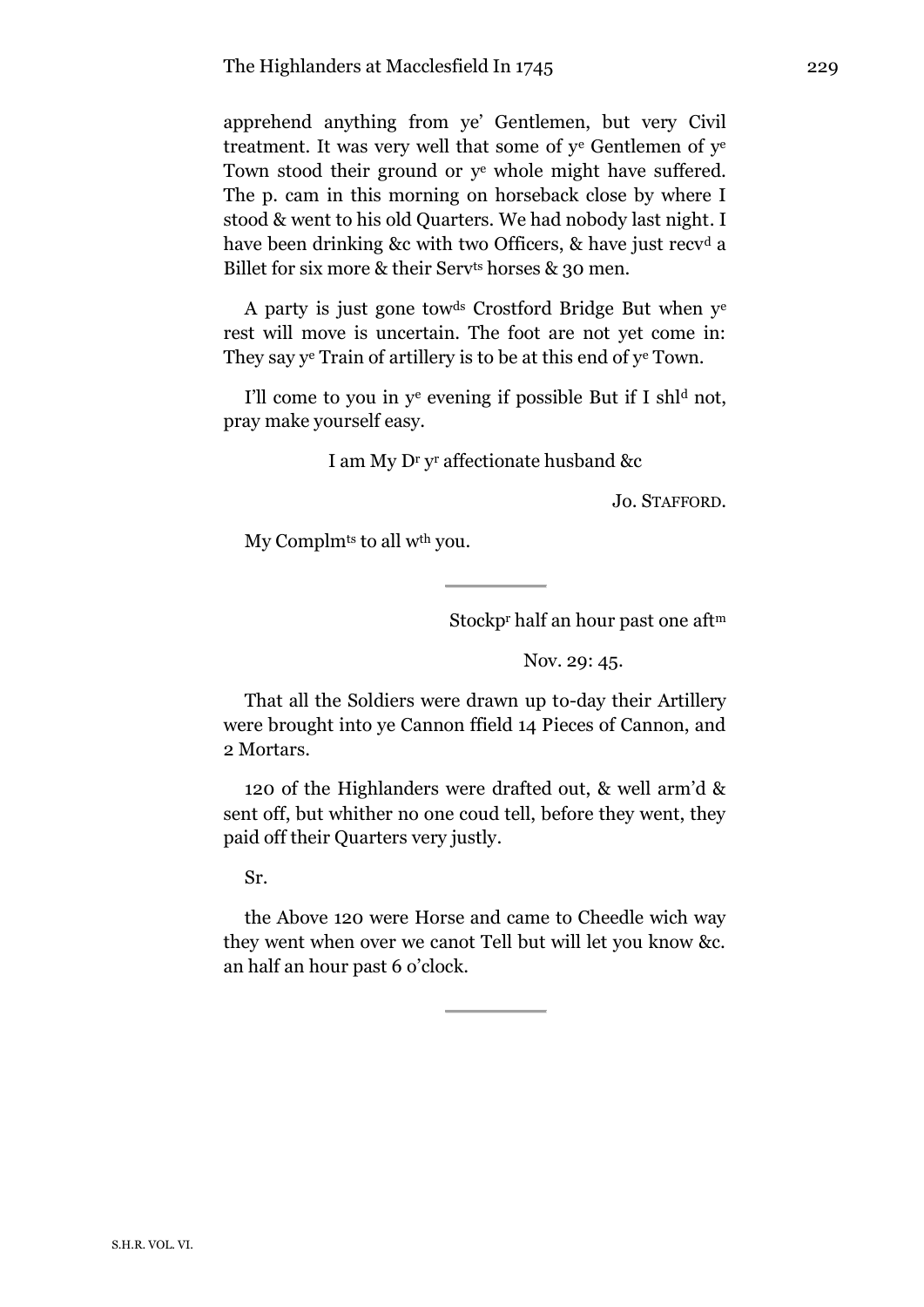apprehend anything from ye' Gentlemen, but very Civil treatment. It was very well that some of y^e Gentlemen of y^e Town stood their ground or y^e whole might have suffered. The p. cam in this morning on horseback close by where I stood & went to his old Quarters. We had nobody last night. I have been drinking &c with two Officers, & have just recv^d a Billet for six more & their Serv^ts horses & 30 men.

A party is just gone tow^ds Crostford Bridge But when y^e rest will move is uncertain. The foot are not yet come in: They say y^e Train of artillery is to be at this end of y^e Town.

I'll come to you in y^e evening if possible But if I shl^d not, pray make yourself easy.

I am My D^r y^r affectionate husband &c

Jo. STAFFORD.

My Complm^ts to all w^th you.

---

Stockp^r half an hour past one aft^m

Nov. 29: 45.

That all the Soldiers were drawn up to-day their Artillery were brought into ye Cannon ffield 14 Pieces of Cannon, and 2 Mortars.

120 of the Highlanders were drafted out, & well arm'd & sent off, but whither no one coud tell, before they went, they paid off their Quarters very justly.

Sr.

the Above 120 were Horse and came to Cheedle wich way they went when over we canot Tell but will let you know &c. an half an hour past 6 o'clock.

---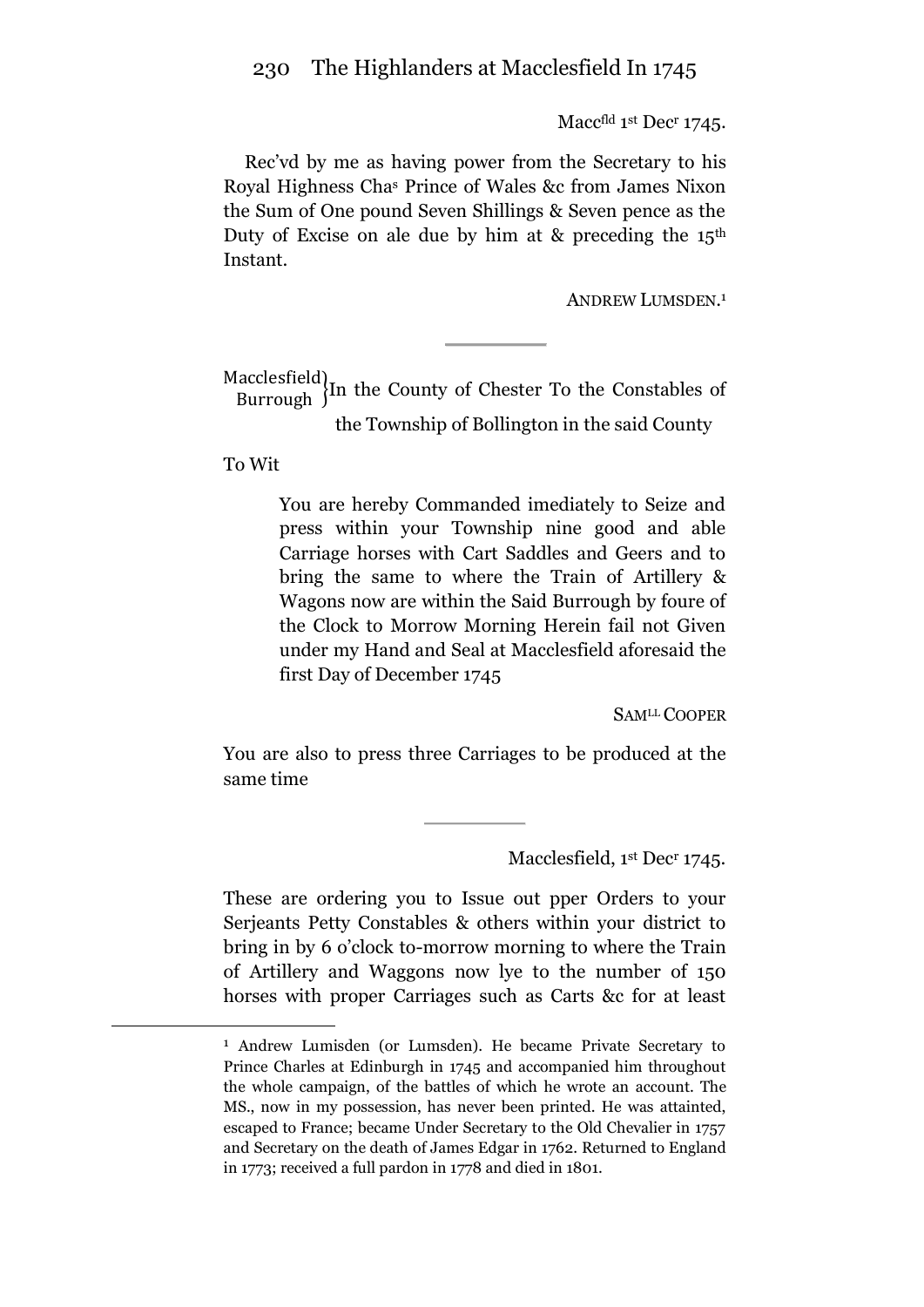Maccfld 1st Decr 1745.

Rec'vd by me as having power from the Secretary to his Royal Highness Chas Prince of Wales &c from James Nixon the Sum of One pound Seven Shillings & Seven pence as the Duty of Excise on ale due by him at & preceding the 15th Instant.

ANDREW LUMSDEN.[1]

---

Macclesfield Burrough } In the County of Chester To the Constables of the Township of Bollington in the said County

To Wit

> You are hereby Commanded imediately to Seize and press within your Township nine good and able Carriage horses with Cart Saddles and Geers and to bring the same to where the Train of Artillery & Wagons now are within the Said Burrough by foure of the Clock to Morrow Morning Herein fail not Given under my Hand and Seal at Macclesfield aforesaid the first Day of December 1745

SAMLL COOPER

You are also to press three Carriages to be produced at the same time

---

Macclesfield, 1st Decr 1745.

These are ordering you to Issue out pper Orders to your Serjeants Petty Constables & others within your district to bring in by 6 o'clock to-morrow morning to where the Train of Artillery and Waggons now lye to the number of 150 horses with proper Carriages such as Carts &c for at least

---

[1] Andrew Lumisden (or Lumsden). He became Private Secretary to Prince Charles at Edinburgh in 1745 and accompanied him throughout the whole campaign, of the battles of which he wrote an account. The MS., now in my possession, has never been printed. He was attainted, escaped to France; became Under Secretary to the Old Chevalier in 1757 and Secretary on the death of James Edgar in 1762. Returned to England in 1773; received a full pardon in 1778 and died in 1801.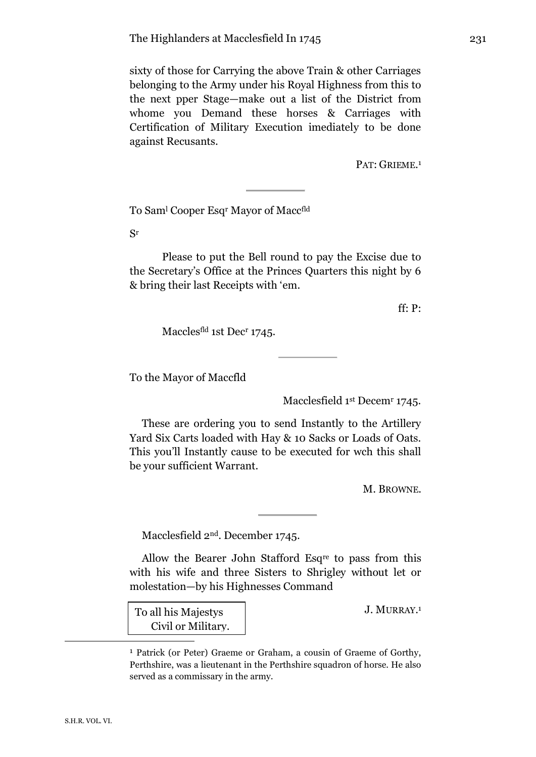sixty of those for Carrying the above Train & other Carriages belonging to the Army under his Royal Highness from this to the next pper Stage—make out a list of the District from whome you Demand these horses & Carriages with Certification of Military Execution imediately to be done against Recusants.

PAT: GRIEME.[1]

---

To Sam[l] Cooper Esq[r] Mayor of Macc[fld]

S[r]

Please to put the Bell round to pay the Excise due to the Secretary's Office at the Princes Quarters this night by 6 & bring their last Receipts with 'em.

ff: P:

Macclesf[ld] 1st Dec[r] 1745.

---

To the Mayor of Maccfld

Macclesfield 1[st] Decem[r] 1745.

These are ordering you to send Instantly to the Artillery Yard Six Carts loaded with Hay & 10 Sacks or Loads of Oats. This you'll Instantly cause to be executed for wch this shall be your sufficient Warrant.

M. BROWNE.

---

Macclesfield 2[nd]. December 1745.

Allow the Bearer John Stafford Esq[re] to pass from this with his wife and three Sisters to Shrigley without let or molestation—by his Highnesses Command

To all his Majestys Civil or Military.

J. MURRAY.[1]

---

[1] Patrick (or Peter) Graeme or Graham, a cousin of Graeme of Gorthy, Perthshire, was a lieutenant in the Perthshire squadron of horse. He also served as a commissary in the army.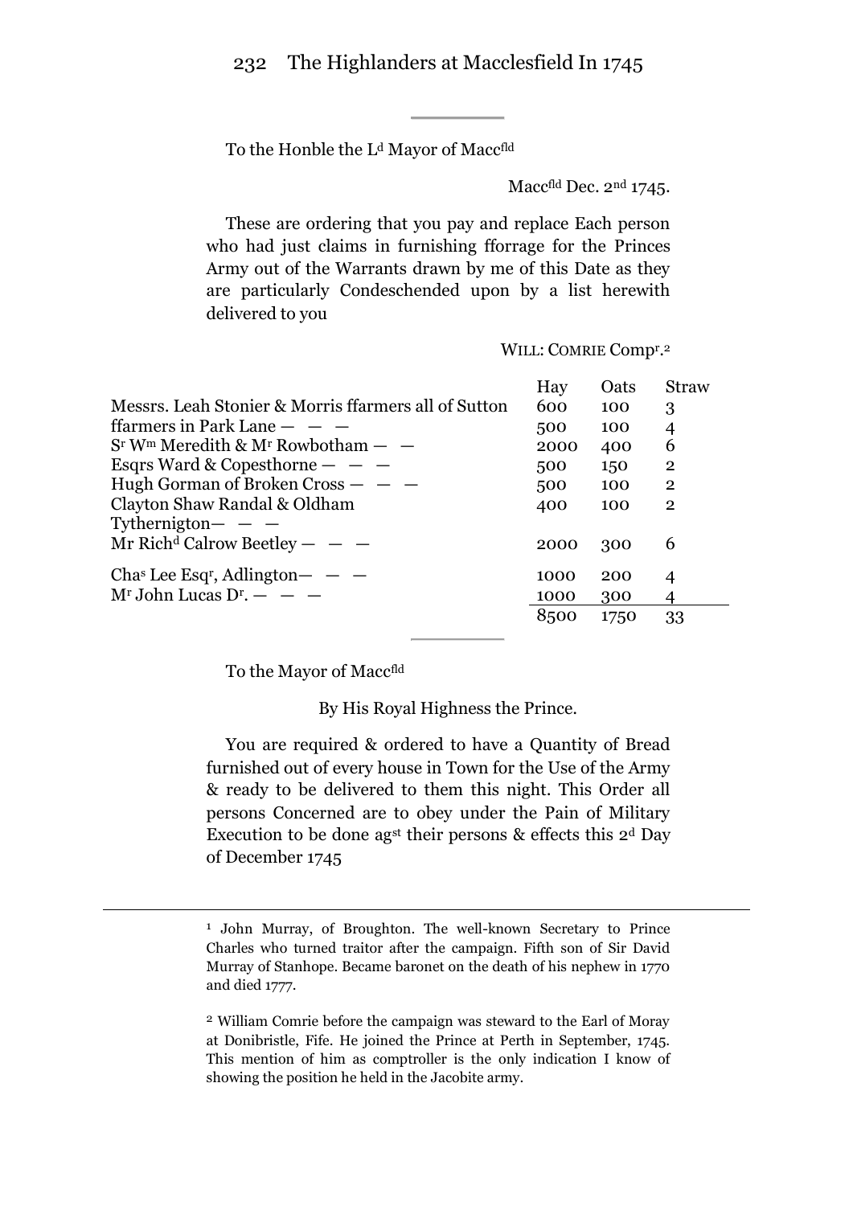To the Honble the L[d] Mayor of Macc[fld]

Macc[fld] Dec. 2[nd] 1745.

These are ordering that you pay and replace Each person who had just claims in furnishing fforrage for the Princes Army out of the Warrants drawn by me of this Date as they are particularly Condeschended upon by a list herewith delivered to you

WILL: COMRIE Comp[r].[2]

| | Hay | Oats | Straw |
|---|---|---|---|
| Messrs. Leah Stonier & Morris ffarmers all of Sutton | 600 | 100 | 3 |
| ffarmers in Park Lane — — — | 500 | 100 | 4 |
| S[r] W[m] Meredith & M[r] Rowbotham — — | 2000 | 400 | 6 |
| Esqrs Ward & Copesthorne — — — | 500 | 150 | 2 |
| Hugh Gorman of Broken Cross — — — | 500 | 100 | 2 |
| Clayton Shaw Randal & Oldham Tythernigton— — — | 400 | 100 | 2 |
| Mr Rich[d] Calrow Beetley — — — | 2000 | 300 | 6 |
| Cha[s] Lee Esq[r], Adlington— — — | 1000 | 200 | 4 |
| M[r] John Lucas D[r]. — — — | 1000 | 300 | 4 |
| | 8500 | 1750 | 33 |

---

To the Mayor of Macc[fld]

By His Royal Highness the Prince.

You are required & ordered to have a Quantity of Bread furnished out of every house in Town for the Use of the Army & ready to be delivered to them this night. This Order all persons Concerned are to obey under the Pain of Military Execution to be done ag[st] their persons & effects this 2[d] Day of December 1745

---

[1] John Murray, of Broughton. The well-known Secretary to Prince Charles who turned traitor after the campaign. Fifth son of Sir David Murray of Stanhope. Became baronet on the death of his nephew in 1770 and died 1777.

[2] William Comrie before the campaign was steward to the Earl of Moray at Donibristle, Fife. He joined the Prince at Perth in September, 1745. This mention of him as comptroller is the only indication I know of showing the position he held in the Jacobite army.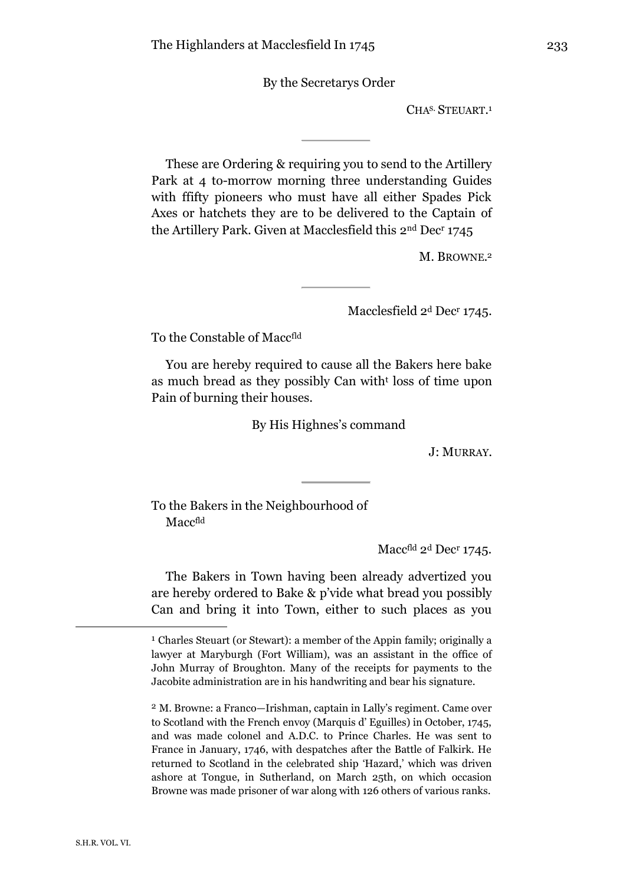By the Secretarys Order

CHA[s.] STEUART.[1]

---

These are Ordering & requiring you to send to the Artillery Park at 4 to-morrow morning three understanding Guides with ffifty pioneers who must have all either Spades Pick Axes or hatchets they are to be delivered to the Captain of the Artillery Park. Given at Macclesfield this 2[nd] Dec[r] 1745

M. BROWNE.[2]

---

Macclesfield 2[d] Dec[r] 1745.

To the Constable of Macc[fld]

You are hereby required to cause all the Bakers here bake as much bread as they possibly Can with[t] loss of time upon Pain of burning their houses.

By His Highnes's command

J: MURRAY.

---

To the Bakers in the Neighbourhood of Macc[fld]

Macc[fld] 2[d] Dec[r] 1745.

The Bakers in Town having been already advertized you are hereby ordered to Bake & p'vide what bread you possibly Can and bring it into Town, either to such places as you

---

[1] Charles Steuart (or Stewart): a member of the Appin family; originally a lawyer at Maryburgh (Fort William), was an assistant in the office of John Murray of Broughton. Many of the receipts for payments to the Jacobite administration are in his handwriting and bear his signature.

[2] M. Browne: a Franco—Irishman, captain in Lally's regiment. Came over to Scotland with the French envoy (Marquis d' Eguilles) in October, 1745, and was made colonel and A.D.C. to Prince Charles. He was sent to France in January, 1746, with despatches after the Battle of Falkirk. He returned to Scotland in the celebrated ship 'Hazard,' which was driven ashore at Tongue, in Sutherland, on March 25th, on which occasion Browne was made prisoner of war along with 126 others of various ranks.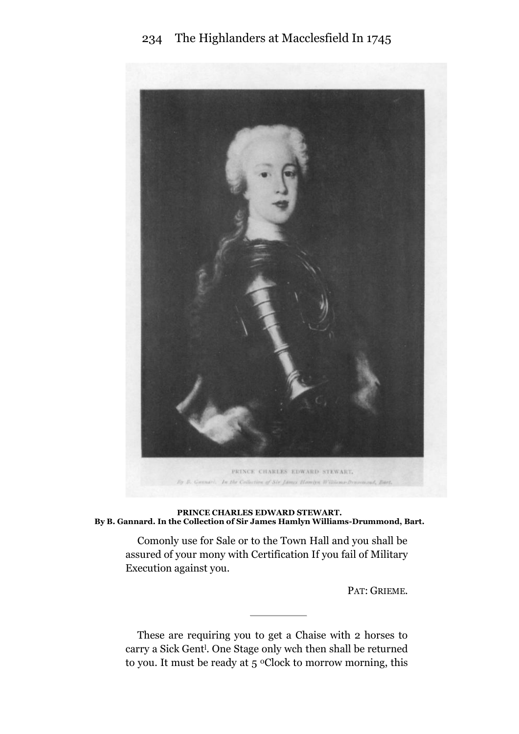**PRINCE CHARLES EDWARD STEWART.**
**By B. Gannard. In the Collection of Sir James Hamlyn Williams-Drummond, Bart.**

Comonly use for Sale or to the Town Hall and you shall be assured of your mony with Certification If you fail of Military Execution against you.

PAT: GRIEME.

---

These are requiring you to get a Chaise with 2 horses to carry a Sick Gent[l]. One Stage only wch then shall be returned to you. It must be ready at 5 [o]Clock to morrow morning, this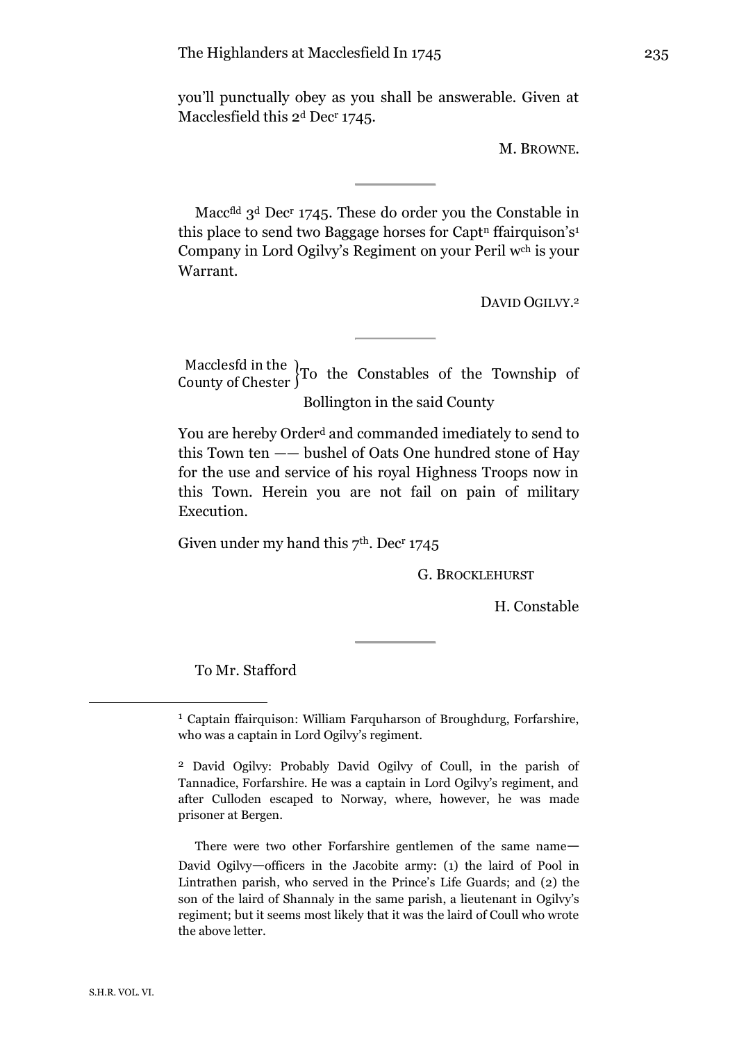you'll punctually obey as you shall be answerable. Given at Macclesfield this 2d Decr 1745.

M. BROWNE.

---

Maccfld 3d Decr 1745. These do order you the Constable in this place to send two Baggage horses for Captn ffairquison's[1] Company in Lord Ogilvy's Regiment on your Peril wch is your Warrant.

DAVID OGILVY.[2]

---

Macclesfd in the County of Chester } To the Constables of the Township of Bollington in the said County

You are hereby Orderd and commanded imediately to send to this Town ten —— bushel of Oats One hundred stone of Hay for the use and service of his royal Highness Troops now in this Town. Herein you are not fail on pain of military Execution.

Given under my hand this 7th. Decr 1745

G. BROCKLEHURST

H. Constable

---

To Mr. Stafford

---

[1] Captain ffairquison: William Farquharson of Broughdurg, Forfarshire, who was a captain in Lord Ogilvy's regiment.

[2] David Ogilvy: Probably David Ogilvy of Coull, in the parish of Tannadice, Forfarshire. He was a captain in Lord Ogilvy's regiment, and after Culloden escaped to Norway, where, however, he was made prisoner at Bergen.

There were two other Forfarshire gentlemen of the same name—David Ogilvy—officers in the Jacobite army: (1) the laird of Pool in Lintrathen parish, who served in the Prince's Life Guards; and (2) the son of the laird of Shannaly in the same parish, a lieutenant in Ogilvy's regiment; but it seems most likely that it was the laird of Coull who wrote the above letter.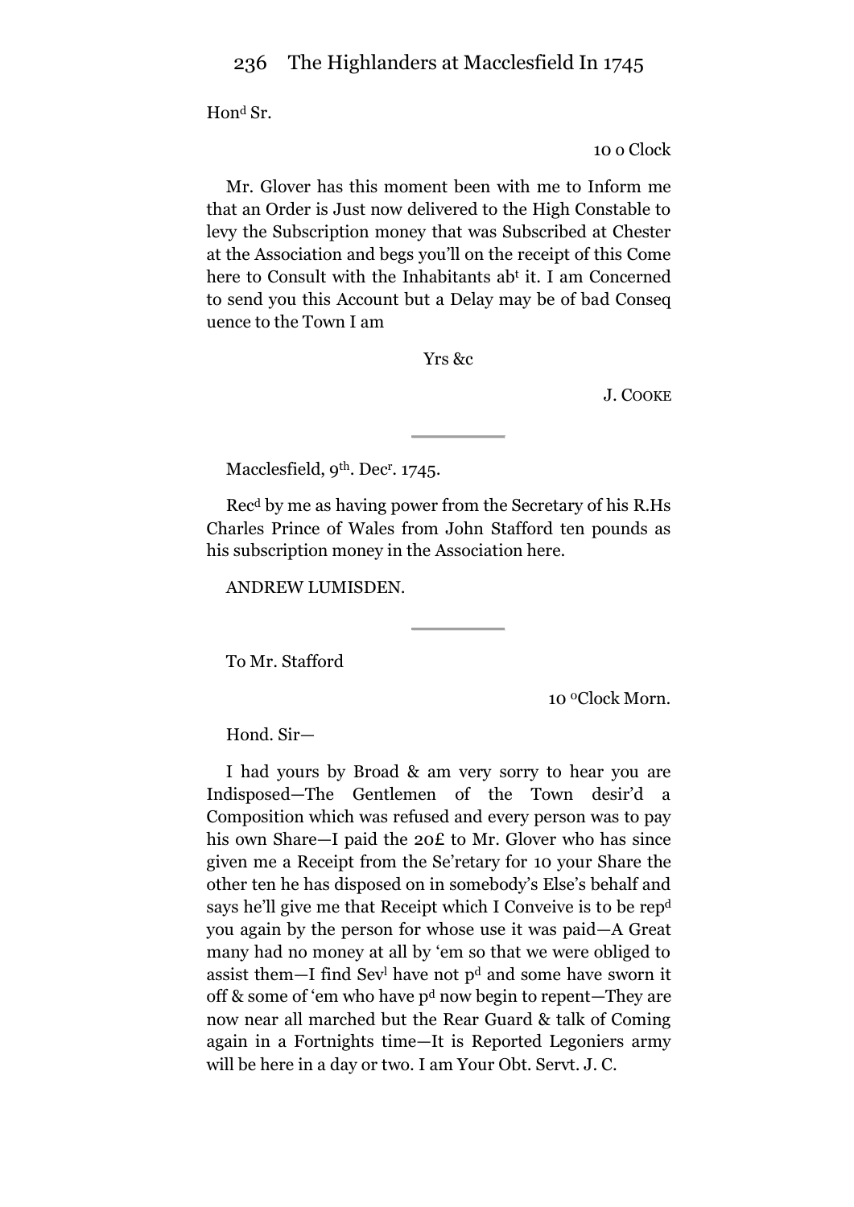Hon[d] Sr.

10 o Clock

Mr. Glover has this moment been with me to Inform me that an Order is Just now delivered to the High Constable to levy the Subscription money that was Subscribed at Chester at the Association and begs you'll on the receipt of this Come here to Consult with the Inhabitants ab[t] it. I am Concerned to send you this Account but a Delay may be of bad Conseq uence to the Town I am

Yrs &c

J. COOKE

---

Macclesfield, 9[th]. Dec[r]. 1745.

Rec[d] by me as having power from the Secretary of his R.Hs Charles Prince of Wales from John Stafford ten pounds as his subscription money in the Association here.

ANDREW LUMISDEN.

---

To Mr. Stafford

10 [o]Clock Morn.

Hond. Sir—

I had yours by Broad & am very sorry to hear you are Indisposed—The Gentlemen of the Town desir'd a Composition which was refused and every person was to pay his own Share—I paid the 20£ to Mr. Glover who has since given me a Receipt from the Se'retary for 10 your Share the other ten he has disposed on in somebody's Else's behalf and says he'll give me that Receipt which I Conveive is to be rep[d] you again by the person for whose use it was paid—A Great many had no money at all by 'em so that we were obliged to assist them—I find Sev[l] have not p[d] and some have sworn it off & some of 'em who have p[d] now begin to repent—They are now near all marched but the Rear Guard & talk of Coming again in a Fortnights time—It is Reported Legoniers army will be here in a day or two. I am Your Obt. Servt. J. C.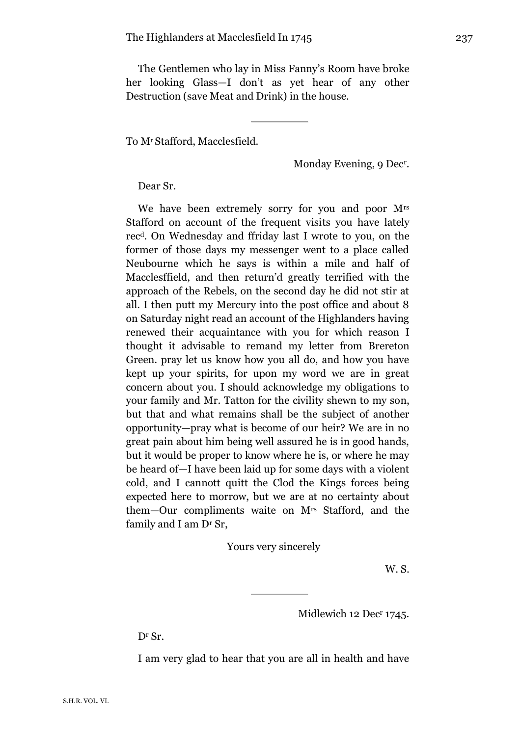The Gentlemen who lay in Miss Fanny's Room have broke her looking Glass—I don't as yet hear of any other Destruction (save Meat and Drink) in the house.

---

To Mr Stafford, Macclesfield.

Monday Evening, 9 Decr.

Dear Sr.

We have been extremely sorry for you and poor Mrs Stafford on account of the frequent visits you have lately recd. On Wednesday and ffriday last I wrote to you, on the former of those days my messenger went to a place called Neubourne which he says is within a mile and half of Macclesffield, and then return'd greatly terrified with the approach of the Rebels, on the second day he did not stir at all. I then putt my Mercury into the post office and about 8 on Saturday night read an account of the Highlanders having renewed their acquaintance with you for which reason I thought it advisable to remand my letter from Brereton Green. pray let us know how you all do, and how you have kept up your spirits, for upon my word we are in great concern about you. I should acknowledge my obligations to your family and Mr. Tatton for the civility shewn to my son, but that and what remains shall be the subject of another opportunity—pray what is become of our heir? We are in no great pain about him being well assured he is in good hands, but it would be proper to know where he is, or where he may be heard of—I have been laid up for some days with a violent cold, and I cannott quitt the Clod the Kings forces being expected here to morrow, but we are at no certainty about them—Our compliments waite on Mrs Stafford, and the family and I am Dr Sr,

Yours very sincerely

W. S.

---

Midlewich 12 Decr 1745.

Dr Sr.

I am very glad to hear that you are all in health and have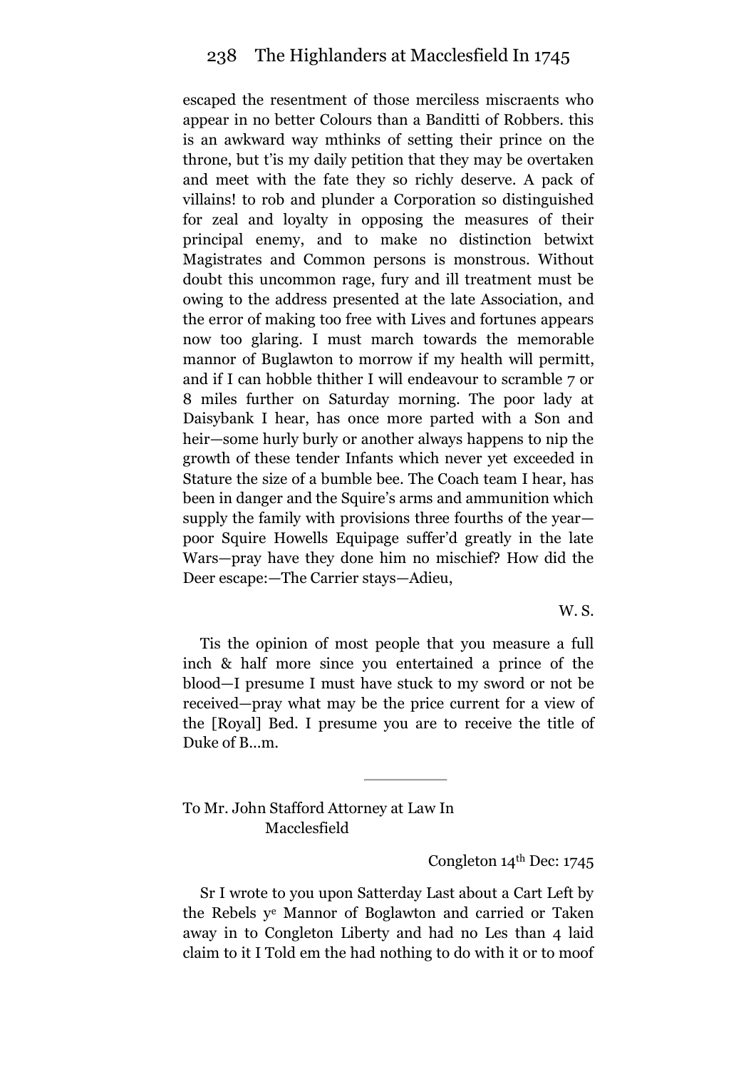escaped the resentment of those merciless miscraents who appear in no better Colours than a Banditti of Robbers. this is an awkward way mthinks of setting their prince on the throne, but t'is my daily petition that they may be overtaken and meet with the fate they so richly deserve. A pack of villains! to rob and plunder a Corporation so distinguished for zeal and loyalty in opposing the measures of their principal enemy, and to make no distinction betwixt Magistrates and Common persons is monstrous. Without doubt this uncommon rage, fury and ill treatment must be owing to the address presented at the late Association, and the error of making too free with Lives and fortunes appears now too glaring. I must march towards the memorable mannor of Buglawton to morrow if my health will permitt, and if I can hobble thither I will endeavour to scramble 7 or 8 miles further on Saturday morning. The poor lady at Daisybank I hear, has once more parted with a Son and heir—some hurly burly or another always happens to nip the growth of these tender Infants which never yet exceeded in Stature the size of a bumble bee. The Coach team I hear, has been in danger and the Squire's arms and ammunition which supply the family with provisions three fourths of the year—poor Squire Howells Equipage suffer'd greatly in the late Wars—pray have they done him no mischief? How did the Deer escape:—The Carrier stays—Adieu,

W. S.

Tis the opinion of most people that you measure a full inch & half more since you entertained a prince of the blood—I presume I must have stuck to my sword or not be received—pray what may be the price current for a view of the [Royal] Bed. I presume you are to receive the title of Duke of B...m.

---

To Mr. John Stafford Attorney at Law In
Macclesfield

Congleton 14th Dec: 1745

Sr I wrote to you upon Satterday Last about a Cart Left by the Rebels ye Mannor of Boglawton and carried or Taken away in to Congleton Liberty and had no Les than 4 laid claim to it I Told em the had nothing to do with it or to moof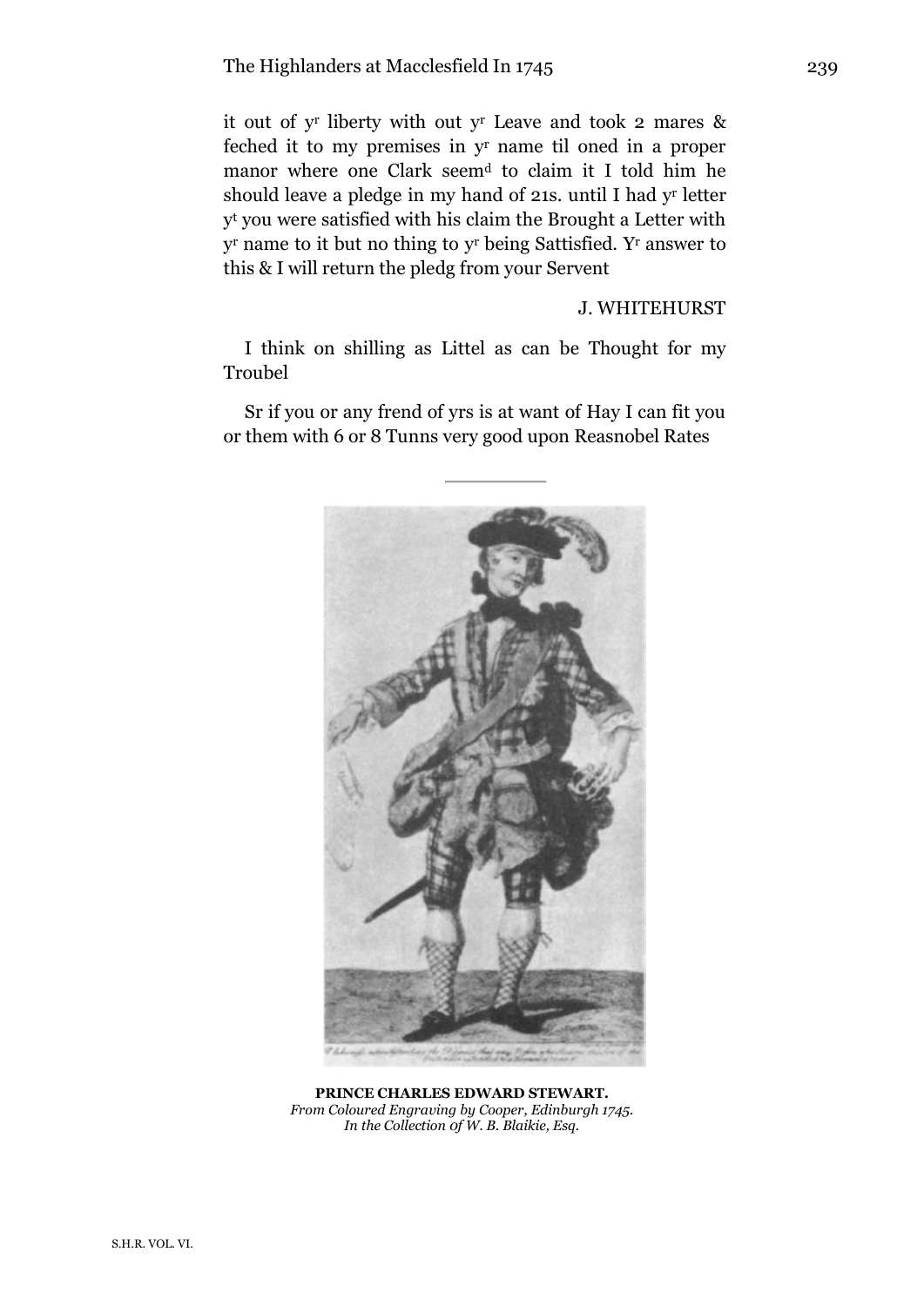it out of y[r] liberty with out y[r] Leave and took 2 mares & feched it to my premises in y[r] name til oned in a proper manor where one Clark seem[d] to claim it I told him he should leave a pledge in my hand of 21s. until I had y[r] letter y[t] you were satisfied with his claim the Brought a Letter with y[r] name to it but no thing to y[r] being Sattisfied. Y[r] answer to this & I will return the pledg from your Servent

J. WHITEHURST

I think on shilling as Littel as can be Thought for my Troubel

Sr if you or any frend of yrs is at want of Hay I can fit you or them with 6 or 8 Tunns very good upon Reasnobel Rates

---

**PRINCE CHARLES EDWARD STEWART.**
*From Coloured Engraving by Cooper, Edinburgh 1745.*
*In the Collection of W. B. Blaikie, Esq.*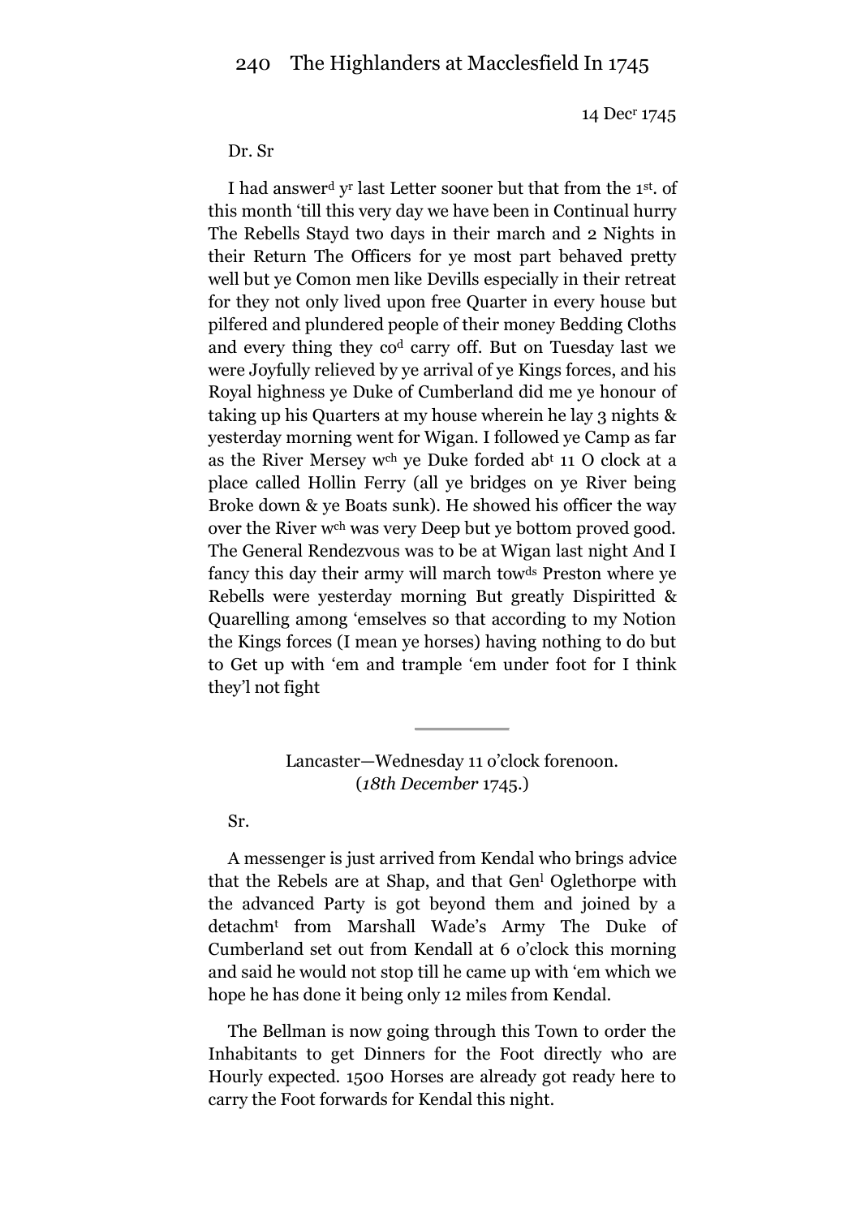14 Dec[r] 1745

Dr. Sr

I had answer[d] y[r] last Letter sooner but that from the 1[st]. of this month 'till this very day we have been in Continual hurry The Rebells Stayd two days in their march and 2 Nights in their Return The Officers for ye most part behaved pretty well but ye Comon men like Devills especially in their retreat for they not only lived upon free Quarter in every house but pilfered and plundered people of their money Bedding Cloths and every thing they co[d] carry off. But on Tuesday last we were Joyfully relieved by ye arrival of ye Kings forces, and his Royal highness ye Duke of Cumberland did me ye honour of taking up his Quarters at my house wherein he lay 3 nights & yesterday morning went for Wigan. I followed ye Camp as far as the River Mersey w[ch] ye Duke forded ab[t] 11 O clock at a place called Hollin Ferry (all ye bridges on ye River being Broke down & ye Boats sunk). He showed his officer the way over the River w[ch] was very Deep but ye bottom proved good. The General Rendezvous was to be at Wigan last night And I fancy this day their army will march tow[ds] Preston where ye Rebells were yesterday morning But greatly Dispiritted & Quarelling among 'emselves so that according to my Notion the Kings forces (I mean ye horses) having nothing to do but to Get up with 'em and trample 'em under foot for I think they'l not fight

---

Lancaster—Wednesday 11 o'clock forenoon.
(*18th December* 1745.)

Sr.

A messenger is just arrived from Kendal who brings advice that the Rebels are at Shap, and that Gen[l] Oglethorpe with the advanced Party is got beyond them and joined by a detachm[t] from Marshall Wade's Army The Duke of Cumberland set out from Kendall at 6 o'clock this morning and said he would not stop till he came up with 'em which we hope he has done it being only 12 miles from Kendal.

The Bellman is now going through this Town to order the Inhabitants to get Dinners for the Foot directly who are Hourly expected. 1500 Horses are already got ready here to carry the Foot forwards for Kendal this night.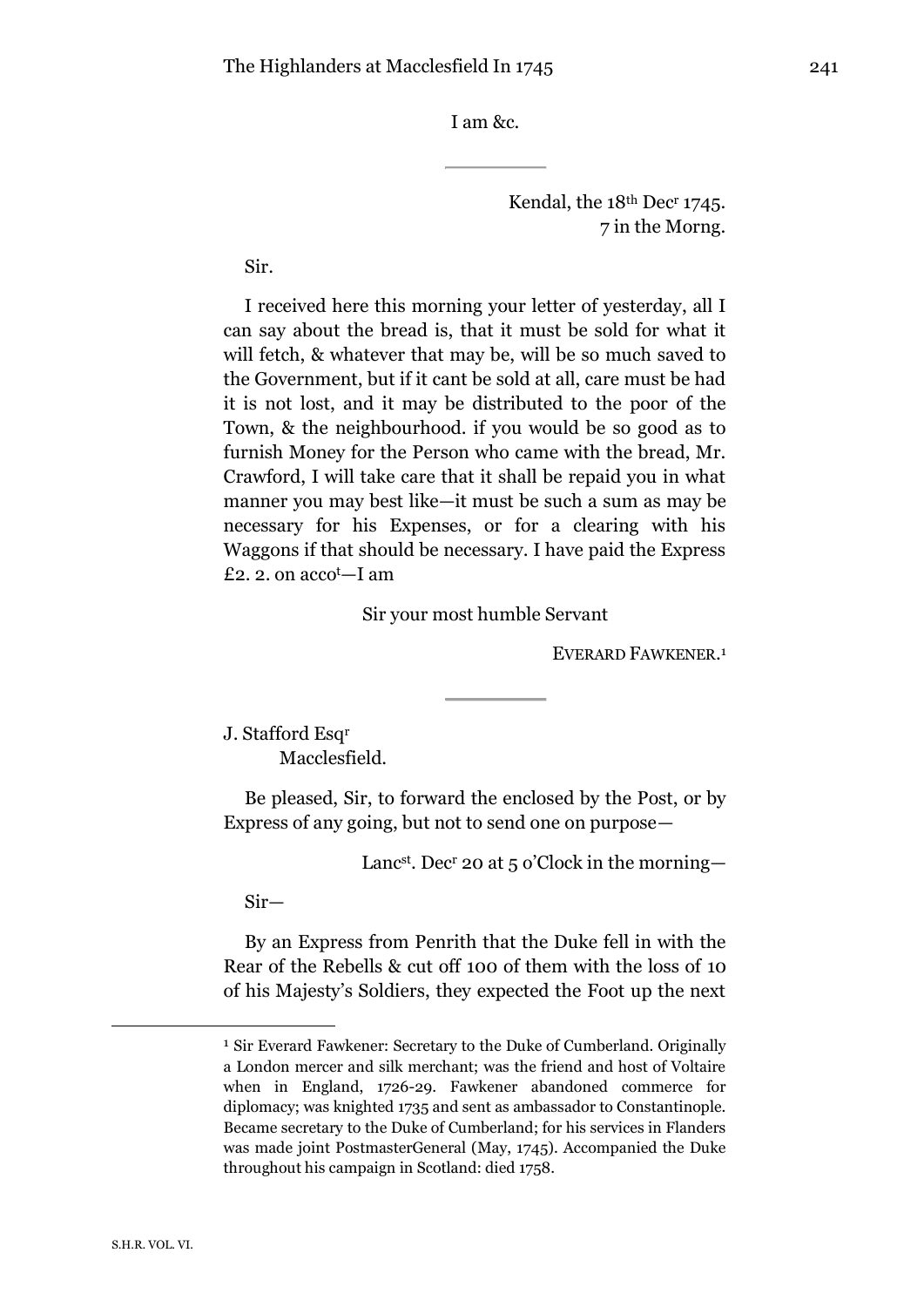I am &c.

---

Kendal, the 18th Decr 1745.
7 in the Morng.

Sir.

I received here this morning your letter of yesterday, all I can say about the bread is, that it must be sold for what it will fetch, & whatever that may be, will be so much saved to the Government, but if it cant be sold at all, care must be had it is not lost, and it may be distributed to the poor of the Town, & the neighbourhood. if you would be so good as to furnish Money for the Person who came with the bread, Mr. Crawford, I will take care that it shall be repaid you in what manner you may best like—it must be such a sum as may be necessary for his Expenses, or for a clearing with his Waggons if that should be necessary. I have paid the Express £2. 2. on accot—I am

Sir your most humble Servant

EVERARD FAWKENER.[1]

---

J. Stafford Esqr
Macclesfield.

Be pleased, Sir, to forward the enclosed by the Post, or by Express of any going, but not to send one on purpose—

Lancst. Decr 20 at 5 o'Clock in the morning—

Sir—

By an Express from Penrith that the Duke fell in with the Rear of the Rebells & cut off 100 of them with the loss of 10 of his Majesty's Soldiers, they expected the Foot up the next

---

[1] Sir Everard Fawkener: Secretary to the Duke of Cumberland. Originally a London mercer and silk merchant; was the friend and host of Voltaire when in England, 1726-29. Fawkener abandoned commerce for diplomacy; was knighted 1735 and sent as ambassador to Constantinople. Became secretary to the Duke of Cumberland; for his services in Flanders was made joint PostmasterGeneral (May, 1745). Accompanied the Duke throughout his campaign in Scotland: died 1758.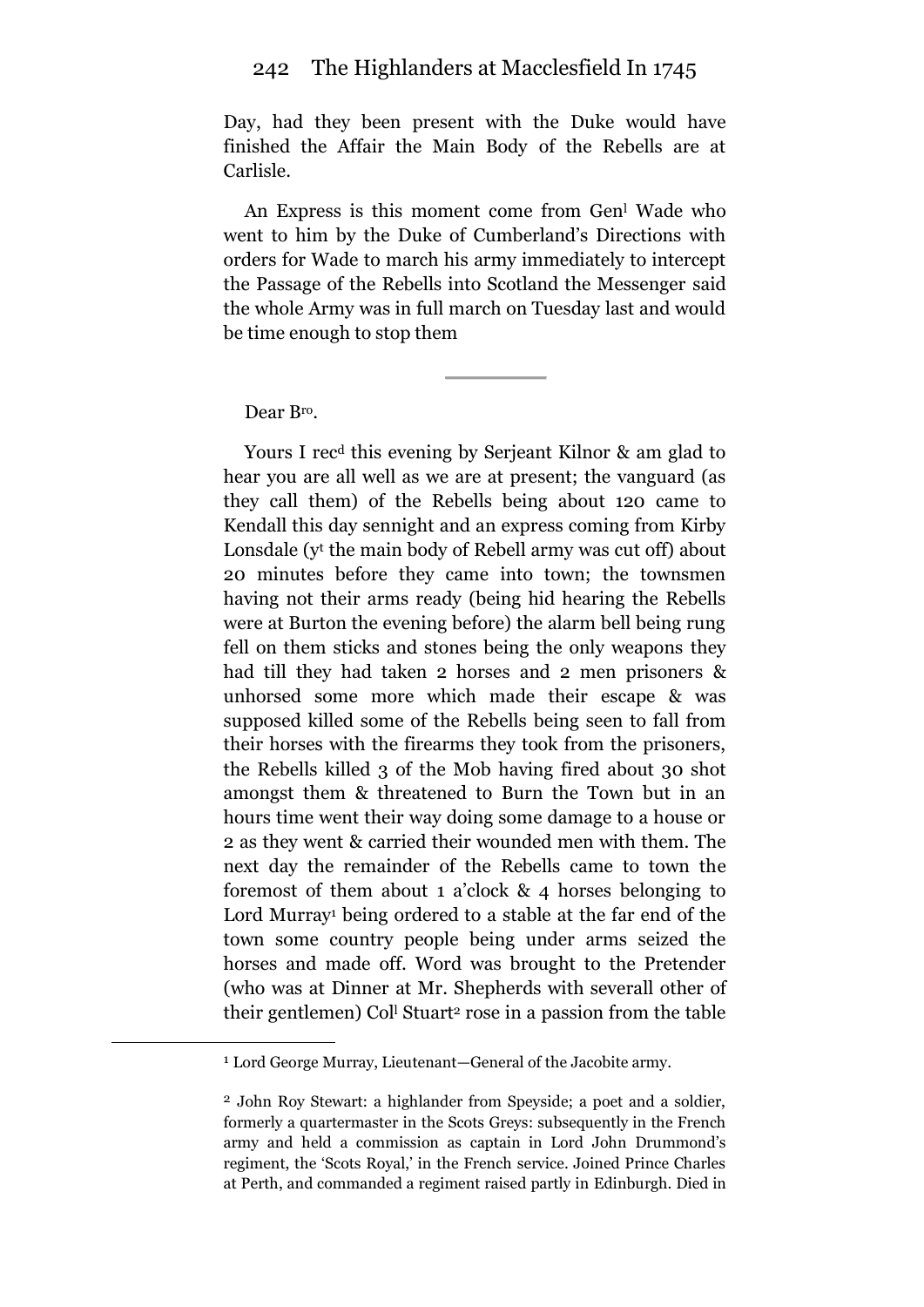Day, had they been present with the Duke would have finished the Affair the Main Body of the Rebells are at Carlisle.

An Express is this moment come from Gen<sup>l</sup> Wade who went to him by the Duke of Cumberland's Directions with orders for Wade to march his army immediately to intercept the Passage of the Rebells into Scotland the Messenger said the whole Army was in full march on Tuesday last and would be time enough to stop them

---

Dear B<sup>ro</sup>.

Yours I rec<sup>d</sup> this evening by Serjeant Kilnor & am glad to hear you are all well as we are at present; the vanguard (as they call them) of the Rebells being about 120 came to Kendall this day sennight and an express coming from Kirby Lonsdale (y<sup>t</sup> the main body of Rebell army was cut off) about 20 minutes before they came into town; the townsmen having not their arms ready (being hid hearing the Rebells were at Burton the evening before) the alarm bell being rung fell on them sticks and stones being the only weapons they had till they had taken 2 horses and 2 men prisoners & unhorsed some more which made their escape & was supposed killed some of the Rebells being seen to fall from their horses with the firearms they took from the prisoners, the Rebells killed 3 of the Mob having fired about 30 shot amongst them & threatened to Burn the Town but in an hours time went their way doing some damage to a house or 2 as they went & carried their wounded men with them. The next day the remainder of the Rebells came to town the foremost of them about 1 a'clock & 4 horses belonging to Lord Murray[1] being ordered to a stable at the far end of the town some country people being under arms seized the horses and made off. Word was brought to the Pretender (who was at Dinner at Mr. Shepherds with severall other of their gentlemen) Col<sup>l</sup> Stuart[2] rose in a passion from the table

---

[1] Lord George Murray, Lieutenant—General of the Jacobite army.

[2] John Roy Stewart: a highlander from Speyside; a poet and a soldier, formerly a quartermaster in the Scots Greys: subsequently in the French army and held a commission as captain in Lord John Drummond's regiment, the 'Scots Royal,' in the French service. Joined Prince Charles at Perth, and commanded a regiment raised partly in Edinburgh. Died in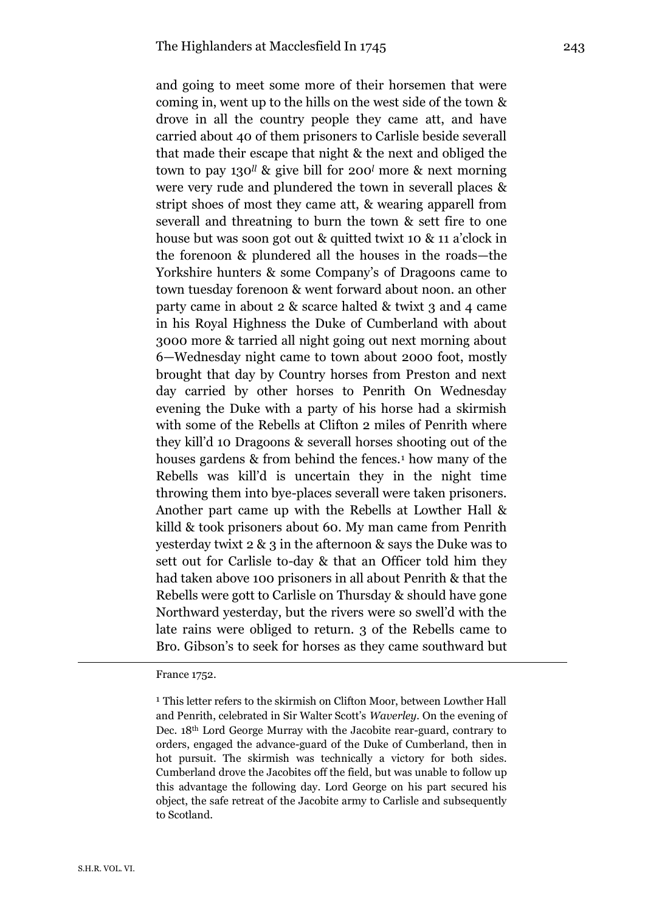and going to meet some more of their horsemen that were coming in, went up to the hills on the west side of the town & drove in all the country people they came att, and have carried about 40 of them prisoners to Carlisle beside severall that made their escape that night & the next and obliged the town to pay 130*ll* & give bill for 200*l* more & next morning were very rude and plundered the town in severall places & stript shoes of most they came att, & wearing apparell from severall and threatning to burn the town & sett fire to one house but was soon got out & quitted twixt 10 & 11 a'clock in the forenoon & plundered all the houses in the roads—the Yorkshire hunters & some Company's of Dragoons came to town tuesday forenoon & went forward about noon. an other party came in about 2 & scarce halted & twixt 3 and 4 came in his Royal Highness the Duke of Cumberland with about 3000 more & tarried all night going out next morning about 6—Wednesday night came to town about 2000 foot, mostly brought that day by Country horses from Preston and next day carried by other horses to Penrith On Wednesday evening the Duke with a party of his horse had a skirmish with some of the Rebells at Clifton 2 miles of Penrith where they kill'd 10 Dragoons & severall horses shooting out of the houses gardens & from behind the fences.[1] how many of the Rebells was kill'd is uncertain they in the night time throwing them into bye-places severall were taken prisoners. Another part came up with the Rebells at Lowther Hall & killd & took prisoners about 60. My man came from Penrith yesterday twixt 2 & 3 in the afternoon & says the Duke was to sett out for Carlisle to-day & that an Officer told him they had taken above 100 prisoners in all about Penrith & that the Rebells were gott to Carlisle on Thursday & should have gone Northward yesterday, but the rivers were so swell'd with the late rains were obliged to return. 3 of the Rebells came to Bro. Gibson's to seek for horses as they came southward but

---

France 1752.

[1] This letter refers to the skirmish on Clifton Moor, between Lowther Hall and Penrith, celebrated in Sir Walter Scott's *Waverley*. On the evening of Dec. 18th Lord George Murray with the Jacobite rear-guard, contrary to orders, engaged the advance-guard of the Duke of Cumberland, then in hot pursuit. The skirmish was technically a victory for both sides. Cumberland drove the Jacobites off the field, but was unable to follow up this advantage the following day. Lord George on his part secured his object, the safe retreat of the Jacobite army to Carlisle and subsequently to Scotland.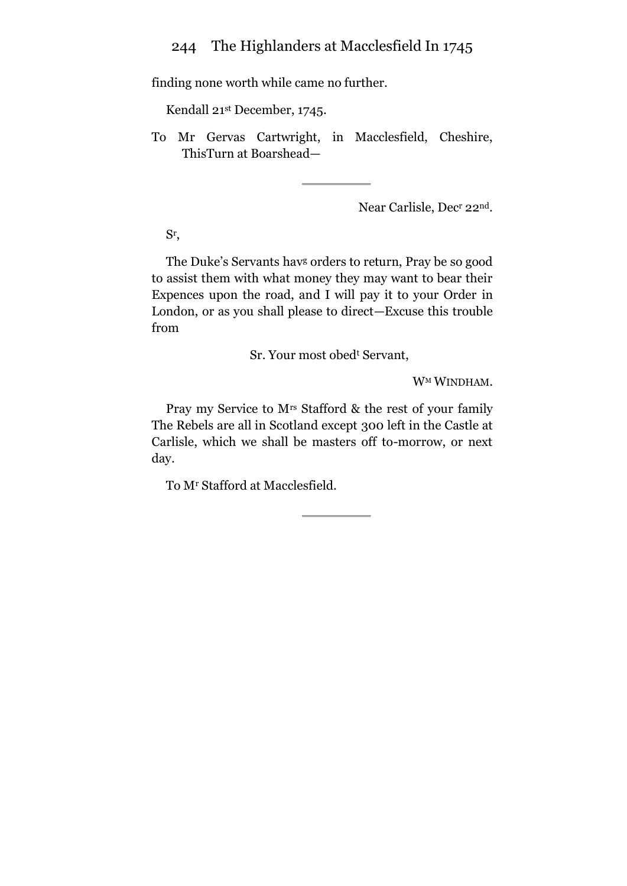finding none worth while came no further.

Kendall 21st December, 1745.

To Mr Gervas Cartwright, in Macclesfield, Cheshire, ThisTurn at Boarshead—

---

Near Carlisle, Decr 22nd.

Sr,

The Duke's Servants havg orders to return, Pray be so good to assist them with what money they may want to bear their Expences upon the road, and I will pay it to your Order in London, or as you shall please to direct—Excuse this trouble from

Sr. Your most obedt Servant,

WM WINDHAM.

Pray my Service to Mrs Stafford & the rest of your family The Rebels are all in Scotland except 300 left in the Castle at Carlisle, which we shall be masters off to-morrow, or next day.

To Mr Stafford at Macclesfield.

---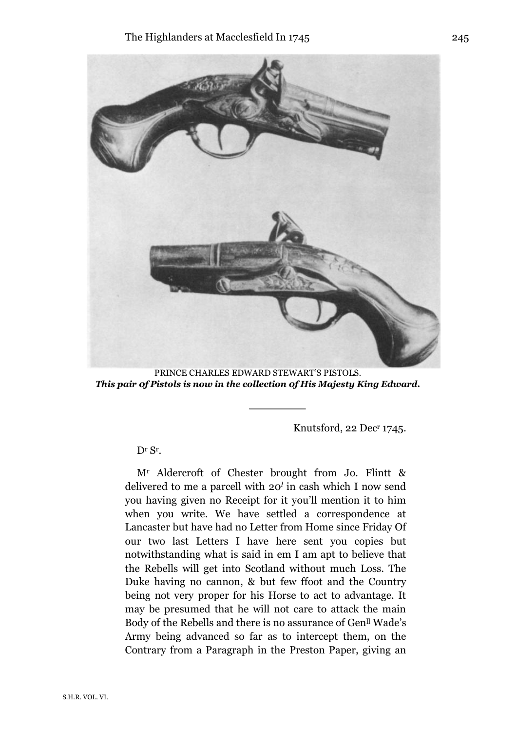PRINCE CHARLES EDWARD STEWART'S PISTOLS.
***This pair of Pistols is now in the collection of His Majesty King Edward.***

---

Knutsford, 22 Dec^r 1745.

D^r S^r.

M^r Aldercroft of Chester brought from Jo. Flintt & delivered to me a parcell with 20*l* in cash which I now send you having given no Receipt for it you'll mention it to him when you write. We have settled a correspondence at Lancaster but have had no Letter from Home since Friday Of our two last Letters I have here sent you copies but notwithstanding what is said in em I am apt to believe that the Rebells will get into Scotland without much Loss. The Duke having no cannon, & but few ffoot and the Country being not very proper for his Horse to act to advantage. It may be presumed that he will not care to attack the main Body of the Rebells and there is no assurance of Gen^ll Wade's Army being advanced so far as to intercept them, on the Contrary from a Paragraph in the Preston Paper, giving an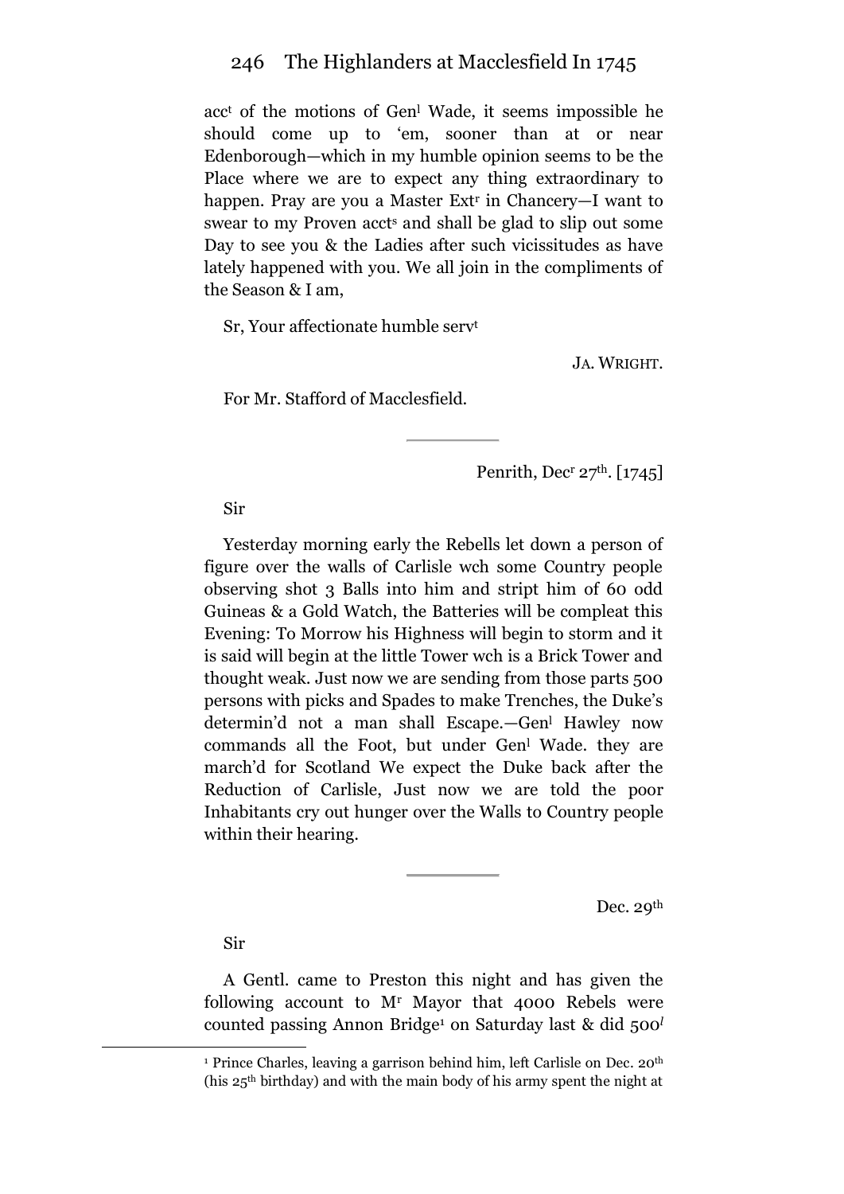acc[t] of the motions of Gen[l] Wade, it seems impossible he should come up to 'em, sooner than at or near Edenborough—which in my humble opinion seems to be the Place where we are to expect any thing extraordinary to happen. Pray are you a Master Ext[r] in Chancery—I want to swear to my Proven acct[s] and shall be glad to slip out some Day to see you & the Ladies after such vicissitudes as have lately happened with you. We all join in the compliments of the Season & I am,

Sr, Your affectionate humble serv[t]

JA. WRIGHT.

For Mr. Stafford of Macclesfield.

---

Penrith, Dec[r] 27[th]. [1745]

Sir

Yesterday morning early the Rebells let down a person of figure over the walls of Carlisle wch some Country people observing shot 3 Balls into him and stript him of 60 odd Guineas & a Gold Watch, the Batteries will be compleat this Evening: To Morrow his Highness will begin to storm and it is said will begin at the little Tower wch is a Brick Tower and thought weak. Just now we are sending from those parts 500 persons with picks and Spades to make Trenches, the Duke's determin'd not a man shall Escape.—Gen[l] Hawley now commands all the Foot, but under Gen[l] Wade. they are march'd for Scotland We expect the Duke back after the Reduction of Carlisle, Just now we are told the poor Inhabitants cry out hunger over the Walls to Country people within their hearing.

---

Dec. 29[th]

Sir

A Gentl. came to Preston this night and has given the following account to M[r] Mayor that 4000 Rebels were counted passing Annon Bridge[1] on Saturday last & did 500*l*

[1] Prince Charles, leaving a garrison behind him, left Carlisle on Dec. 20[th] (his 25[th] birthday) and with the main body of his army spent the night at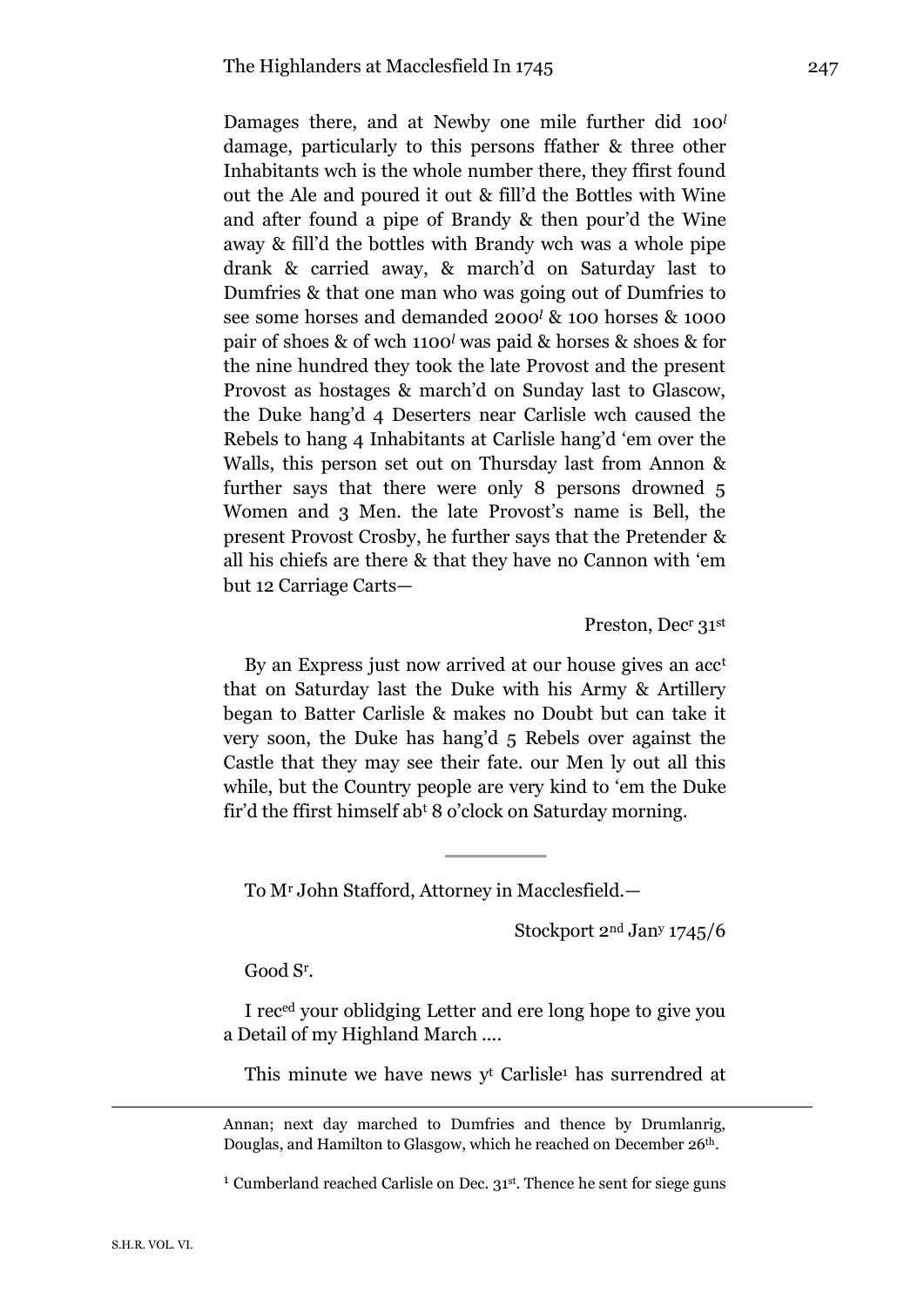Damages there, and at Newby one mile further did 100*l* damage, particularly to this persons ffather & three other Inhabitants wch is the whole number there, they ffirst found out the Ale and poured it out & fill'd the Bottles with Wine and after found a pipe of Brandy & then pour'd the Wine away & fill'd the bottles with Brandy wch was a whole pipe drank & carried away, & march'd on Saturday last to Dumfries & that one man who was going out of Dumfries to see some horses and demanded 2000*l* & 100 horses & 1000 pair of shoes & of wch 1100*l* was paid & horses & shoes & for the nine hundred they took the late Provost and the present Provost as hostages & march'd on Sunday last to Glascow, the Duke hang'd 4 Deserters near Carlisle wch caused the Rebels to hang 4 Inhabitants at Carlisle hang'd 'em over the Walls, this person set out on Thursday last from Annon & further says that there were only 8 persons drowned 5 Women and 3 Men. the late Provost's name is Bell, the present Provost Crosby, he further says that the Pretender & all his chiefs are there & that they have no Cannon with 'em but 12 Carriage Carts—

Preston, Dec^r^ 31^st^

By an Express just now arrived at our house gives an acc^t^ that on Saturday last the Duke with his Army & Artillery began to Batter Carlisle & makes no Doubt but can take it very soon, the Duke has hang'd 5 Rebels over against the Castle that they may see their fate. our Men ly out all this while, but the Country people are very kind to 'em the Duke fir'd the ffirst himself ab^t^ 8 o'clock on Saturday morning.

---

To M^r^ John Stafford, Attorney in Macclesfield.—

Stockport 2^nd^ Jan^y^ 1745/6

Good S^r^.

I rec^ed^ your oblidging Letter and ere long hope to give you a Detail of my Highland March ....

This minute we have news y^t^ Carlisle[1] has surrendred at

---

Annan; next day marched to Dumfries and thence by Drumlanrig, Douglas, and Hamilton to Glasgow, which he reached on December 26th.

[1] Cumberland reached Carlisle on Dec. 31st. Thence he sent for siege guns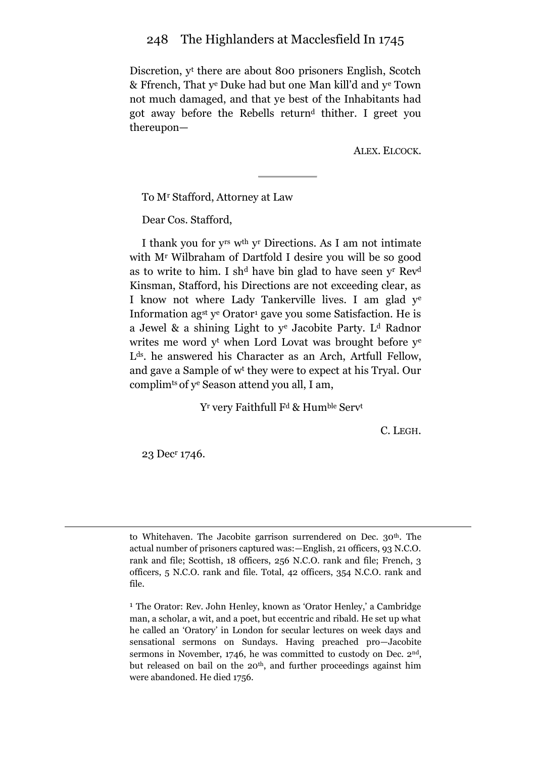Discretion, y[t] there are about 800 prisoners English, Scotch & Ffrench, That y[e] Duke had but one Man kill'd and y[e] Town not much damaged, and that ye best of the Inhabitants had got away before the Rebells return[d] thither. I greet you thereupon—

ALEX. ELCOCK.

---

To M[r] Stafford, Attorney at Law

Dear Cos. Stafford,

I thank you for y[rs] w[th] y[r] Directions. As I am not intimate with M[r] Wilbraham of Dartfold I desire you will be so good as to write to him. I sh[d] have bin glad to have seen y[r] Rev[d] Kinsman, Stafford, his Directions are not exceeding clear, as I know not where Lady Tankerville lives. I am glad y[e] Information ag[st] y[e] Orator[1] gave you some Satisfaction. He is a Jewel & a shining Light to y[e] Jacobite Party. L[d] Radnor writes me word y[t] when Lord Lovat was brought before y[e] L[ds]. he answered his Character as an Arch, Artfull Fellow, and gave a Sample of w[t] they were to expect at his Tryal. Our complim[ts] of y[e] Season attend you all, I am,

Y[r] very Faithfull F[d] & Hum[ble] Serv[t]

C. LEGH.

23 Dec[r] 1746.

---

to Whitehaven. The Jacobite garrison surrendered on Dec. 30th. The actual number of prisoners captured was:—English, 21 officers, 93 N.C.O. rank and file; Scottish, 18 officers, 256 N.C.O. rank and file; French, 3 officers, 5 N.C.O. rank and file. Total, 42 officers, 354 N.C.O. rank and file.

[1] The Orator: Rev. John Henley, known as 'Orator Henley,' a Cambridge man, a scholar, a wit, and a poet, but eccentric and ribald. He set up what he called an 'Oratory' in London for secular lectures on week days and sensational sermons on Sundays. Having preached pro—Jacobite sermons in November, 1746, he was committed to custody on Dec. 2nd, but released on bail on the 20th, and further proceedings against him were abandoned. He died 1756.